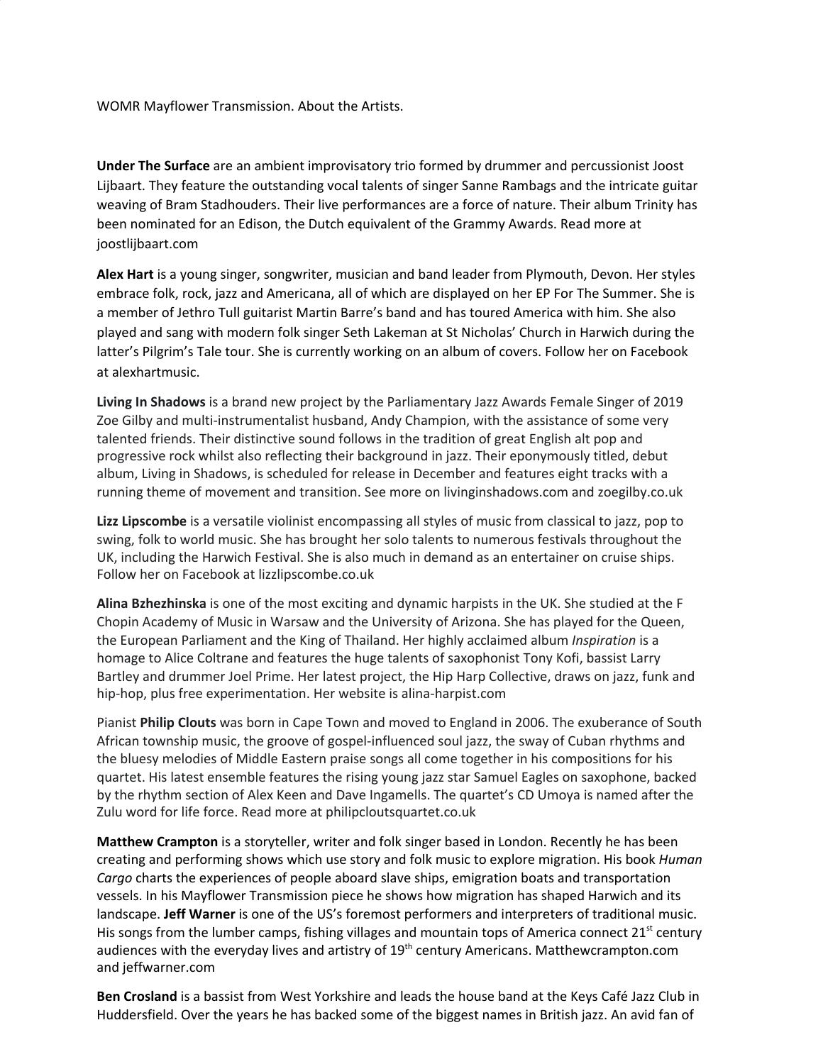WOMR Mayflower Transmission. About the Artists.

**Under The Surface** are an ambient improvisatory trio formed by drummer and percussionist Joost Lijbaart. They feature the outstanding vocal talents of singer Sanne Rambags and the intricate guitar weaving of Bram Stadhouders. Their live performances are a force of nature. Their album Trinity has been nominated for an Edison, the Dutch equivalent of the Grammy Awards. Read more at joostlijbaart.com

**Alex Hart** is a young singer, songwriter, musician and band leader from Plymouth, Devon. Her styles embrace folk, rock, jazz and Americana, all of which are displayed on her EP For The Summer. She is a member of Jethro Tull guitarist Martin Barre's band and has toured America with him. She also played and sang with modern folk singer Seth Lakeman at St Nicholas' Church in Harwich during the latter's Pilgrim's Tale tour. She is currently working on an album of covers. Follow her on Facebook at alexhartmusic.

**Living In Shadows** is a brand new project by the Parliamentary Jazz Awards Female Singer of 2019 Zoe Gilby and multi-instrumentalist husband, Andy Champion, with the assistance of some very talented friends. Their distinctive sound follows in the tradition of great English alt pop and progressive rock whilst also reflecting their background in jazz. Their eponymously titled, debut album, Living in Shadows, is scheduled for release in December and features eight tracks with a running theme of movement and transition. See more on livinginshadows.com and zoegilby.co.uk

**Lizz Lipscombe** is a versatile violinist encompassing all styles of music from classical to jazz, pop to swing, folk to world music. She has brought her solo talents to numerous festivals throughout the UK, including the Harwich Festival. She is also much in demand as an entertainer on cruise ships. Follow her on Facebook at lizzlipscombe.co.uk

**Alina Bzhezhinska** is one of the most exciting and dynamic harpists in the UK. She studied at the F Chopin Academy of Music in Warsaw and the University of Arizona. She has played for the Queen, the European Parliament and the King of Thailand. Her highly acclaimed album *Inspiration* is a homage to Alice Coltrane and features the huge talents of saxophonist Tony Kofi, bassist Larry Bartley and drummer Joel Prime. Her latest project, the Hip Harp Collective, draws on jazz, funk and hip-hop, plus free experimentation. Her website is alina-harpist.com

Pianist **Philip Clouts** was born in Cape Town and moved to England in 2006. The exuberance of South African township music, the groove of gospel-influenced soul jazz, the sway of Cuban rhythms and the bluesy melodies of Middle Eastern praise songs all come together in his compositions for his quartet. His latest ensemble features the rising young jazz star Samuel Eagles on saxophone, backed by the rhythm section of Alex Keen and Dave Ingamells. The quartet's CD Umoya is named after the Zulu word for life force. Read more at philipcloutsquartet.co.uk

**Matthew Crampton** is a storyteller, writer and folk singer based in London. Recently he has been creating and performing shows which use story and folk music to explore migration. His book *Human Cargo* charts the experiences of people aboard slave ships, emigration boats and transportation vessels. In his Mayflower Transmission piece he shows how migration has shaped Harwich and its landscape. **Jeff Warner** is one of the US's foremost performers and interpreters of traditional music. His songs from the lumber camps, fishing villages and mountain tops of America connect 21st century audiences with the everyday lives and artistry of 19th century Americans. Matthewcrampton.com and jeffwarner.com

**Ben Crosland** is a bassist from West Yorkshire and leads the house band at the Keys Café Jazz Club in Huddersfield. Over the years he has backed some of the biggest names in British jazz. An avid fan of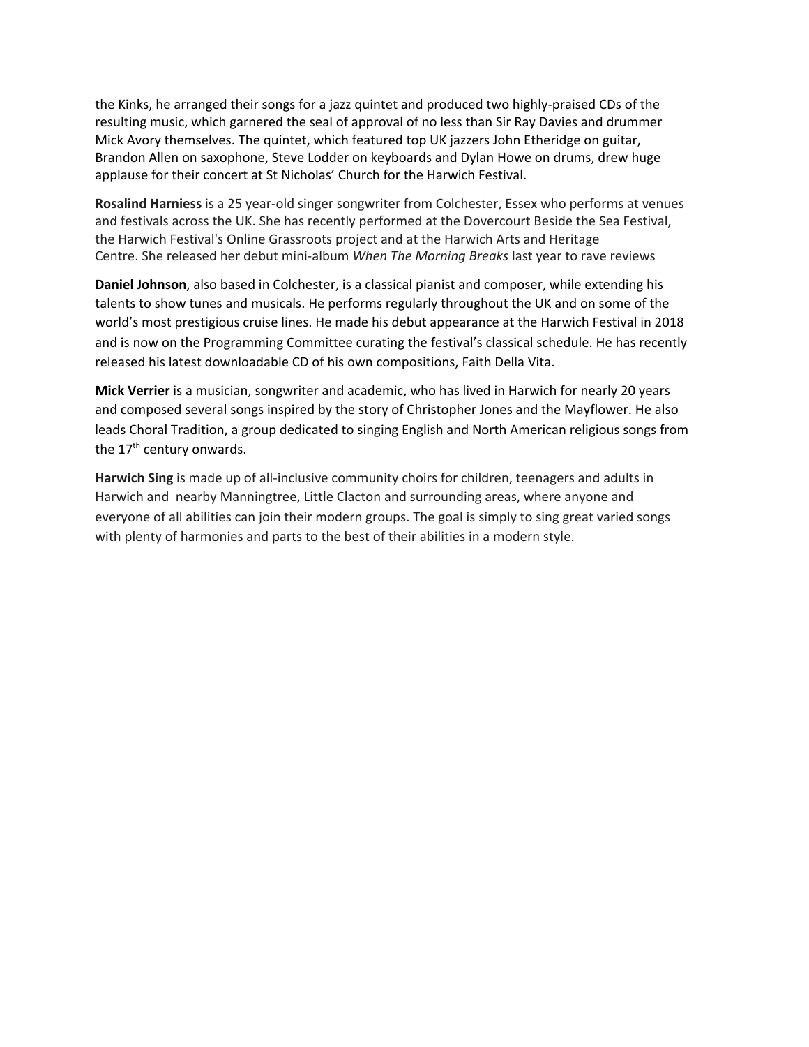the Kinks, he arranged their songs for a jazz quintet and produced two highly-praised CDs of the resulting music, which garnered the seal of approval of no less than Sir Ray Davies and drummer Mick Avory themselves. The quintet, which featured top UK jazzers John Etheridge on guitar, Brandon Allen on saxophone, Steve Lodder on keyboards and Dylan Howe on drums, drew huge applause for their concert at St Nicholas' Church for the Harwich Festival.

**Rosalind Harniess** is a 25 year-old singer songwriter from Colchester, Essex who performs at venues and festivals across the UK. She has recently performed at the Dovercourt Beside the Sea Festival, the Harwich Festival's Online Grassroots project and at the Harwich Arts and Heritage Centre. She released her debut mini-album *When The Morning Breaks* last year to rave reviews

**Daniel Johnson**, also based in Colchester, is a classical pianist and composer, while extending his talents to show tunes and musicals. He performs regularly throughout the UK and on some of the world's most prestigious cruise lines. He made his debut appearance at the Harwich Festival in 2018 and is now on the Programming Committee curating the festival's classical schedule. He has recently released his latest downloadable CD of his own compositions, Faith Della Vita.

**Mick Verrier** is a musician, songwriter and academic, who has lived in Harwich for nearly 20 years and composed several songs inspired by the story of Christopher Jones and the Mayflower. He also leads Choral Tradition, a group dedicated to singing English and North American religious songs from the 17th century onwards.

**Harwich Sing** is made up of all-inclusive community choirs for children, teenagers and adults in Harwich and nearby Manningtree, Little Clacton and surrounding areas, where anyone and everyone of all abilities can join their modern groups. The goal is simply to sing great varied songs with plenty of harmonies and parts to the best of their abilities in a modern style.